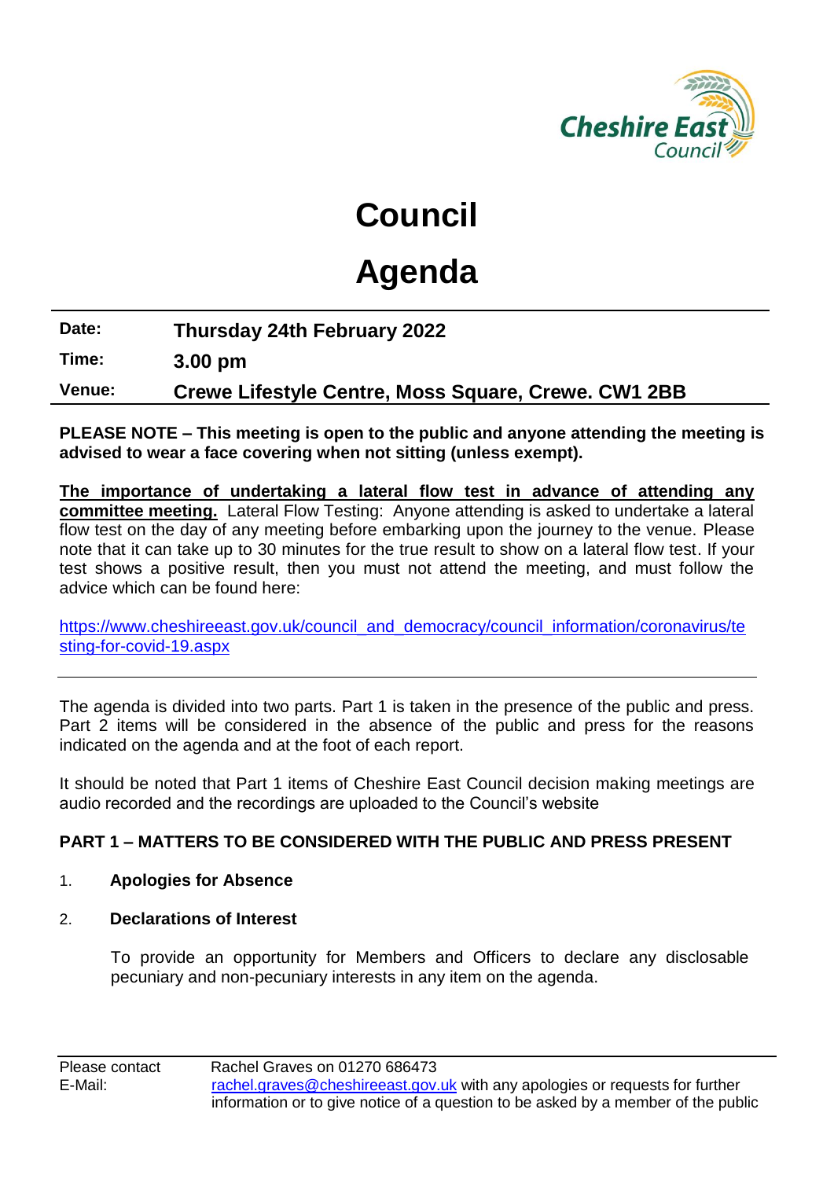# Council

# Agenda

| | |
|---|---|
| **Date:** | **Thursday 24th February 2022** |
| **Time:** | **3.00 pm** |
| **Venue:** | **Crewe Lifestyle Centre, Moss Square, Crewe. CW1 2BB** |

**PLEASE NOTE – This meeting is open to the public and anyone attending the meeting is advised to wear a face covering when not sitting (unless exempt).**

**The importance of undertaking a lateral flow test in advance of attending any committee meeting.** Lateral Flow Testing: Anyone attending is asked to undertake a lateral flow test on the day of any meeting before embarking upon the journey to the venue. Please note that it can take up to 30 minutes for the true result to show on a lateral flow test. If your test shows a positive result, then you must not attend the meeting, and must follow the advice which can be found here:

https://www.cheshireeast.gov.uk/council_and_democracy/council_information/coronavirus/testing-for-covid-19.aspx

---

The agenda is divided into two parts. Part 1 is taken in the presence of the public and press. Part 2 items will be considered in the absence of the public and press for the reasons indicated on the agenda and at the foot of each report.

It should be noted that Part 1 items of Cheshire East Council decision making meetings are audio recorded and the recordings are uploaded to the Council's website

**PART 1 – MATTERS TO BE CONSIDERED WITH THE PUBLIC AND PRESS PRESENT**

1. **Apologies for Absence**

2. **Declarations of Interest**

   To provide an opportunity for Members and Officers to declare any disclosable pecuniary and non-pecuniary interests in any item on the agenda.

---

| | |
|---|---|
| Please contact | Rachel Graves on 01270 686473 |
| E-Mail: | rachel.graves@cheshireeast.gov.uk with any apologies or requests for further information or to give notice of a question to be asked by a member of the public |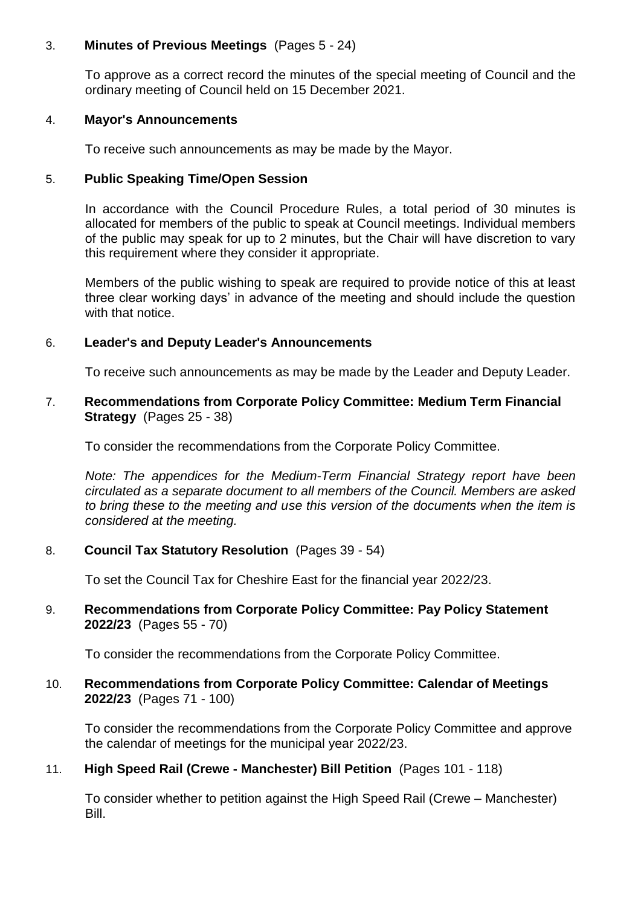3. **Minutes of Previous Meetings** (Pages 5 - 24)

   To approve as a correct record the minutes of the special meeting of Council and the ordinary meeting of Council held on 15 December 2021.

4. **Mayor's Announcements**

   To receive such announcements as may be made by the Mayor.

5. **Public Speaking Time/Open Session**

   In accordance with the Council Procedure Rules, a total period of 30 minutes is allocated for members of the public to speak at Council meetings. Individual members of the public may speak for up to 2 minutes, but the Chair will have discretion to vary this requirement where they consider it appropriate.

   Members of the public wishing to speak are required to provide notice of this at least three clear working days' in advance of the meeting and should include the question with that notice.

6. **Leader's and Deputy Leader's Announcements**

   To receive such announcements as may be made by the Leader and Deputy Leader.

7. **Recommendations from Corporate Policy Committee: Medium Term Financial Strategy** (Pages 25 - 38)

   To consider the recommendations from the Corporate Policy Committee.

   *Note: The appendices for the Medium-Term Financial Strategy report have been circulated as a separate document to all members of the Council. Members are asked to bring these to the meeting and use this version of the documents when the item is considered at the meeting.*

8. **Council Tax Statutory Resolution** (Pages 39 - 54)

   To set the Council Tax for Cheshire East for the financial year 2022/23.

9. **Recommendations from Corporate Policy Committee: Pay Policy Statement 2022/23** (Pages 55 - 70)

   To consider the recommendations from the Corporate Policy Committee.

10. **Recommendations from Corporate Policy Committee: Calendar of Meetings 2022/23** (Pages 71 - 100)

    To consider the recommendations from the Corporate Policy Committee and approve the calendar of meetings for the municipal year 2022/23.

11. **High Speed Rail (Crewe - Manchester) Bill Petition** (Pages 101 - 118)

    To consider whether to petition against the High Speed Rail (Crewe – Manchester) Bill.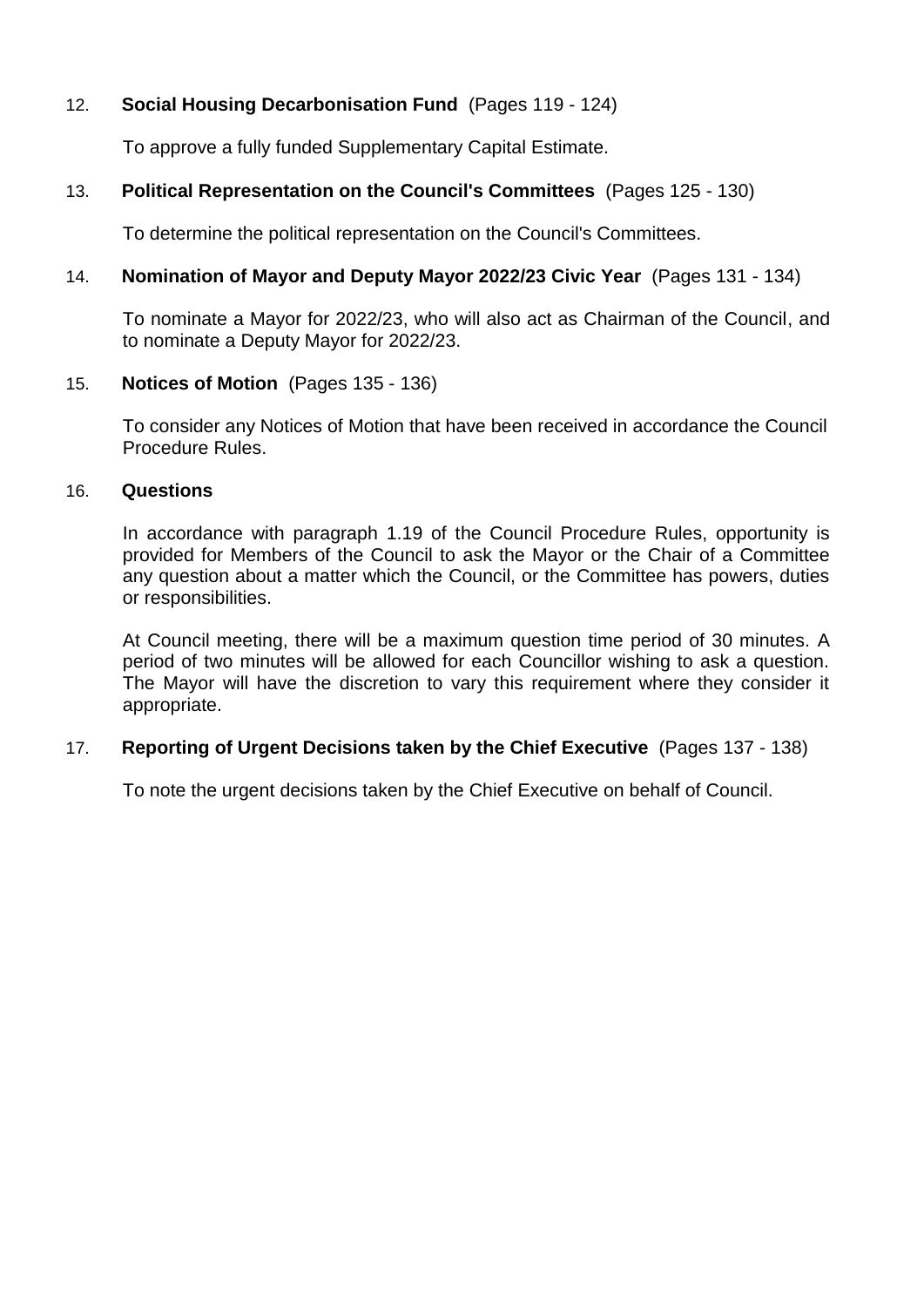12. **Social Housing Decarbonisation Fund** (Pages 119 - 124)

    To approve a fully funded Supplementary Capital Estimate.

13. **Political Representation on the Council's Committees** (Pages 125 - 130)

    To determine the political representation on the Council's Committees.

14. **Nomination of Mayor and Deputy Mayor 2022/23 Civic Year** (Pages 131 - 134)

    To nominate a Mayor for 2022/23, who will also act as Chairman of the Council, and to nominate a Deputy Mayor for 2022/23.

15. **Notices of Motion** (Pages 135 - 136)

    To consider any Notices of Motion that have been received in accordance the Council Procedure Rules.

16. **Questions**

    In accordance with paragraph 1.19 of the Council Procedure Rules, opportunity is provided for Members of the Council to ask the Mayor or the Chair of a Committee any question about a matter which the Council, or the Committee has powers, duties or responsibilities.

    At Council meeting, there will be a maximum question time period of 30 minutes. A period of two minutes will be allowed for each Councillor wishing to ask a question. The Mayor will have the discretion to vary this requirement where they consider it appropriate.

17. **Reporting of Urgent Decisions taken by the Chief Executive** (Pages 137 - 138)

    To note the urgent decisions taken by the Chief Executive on behalf of Council.